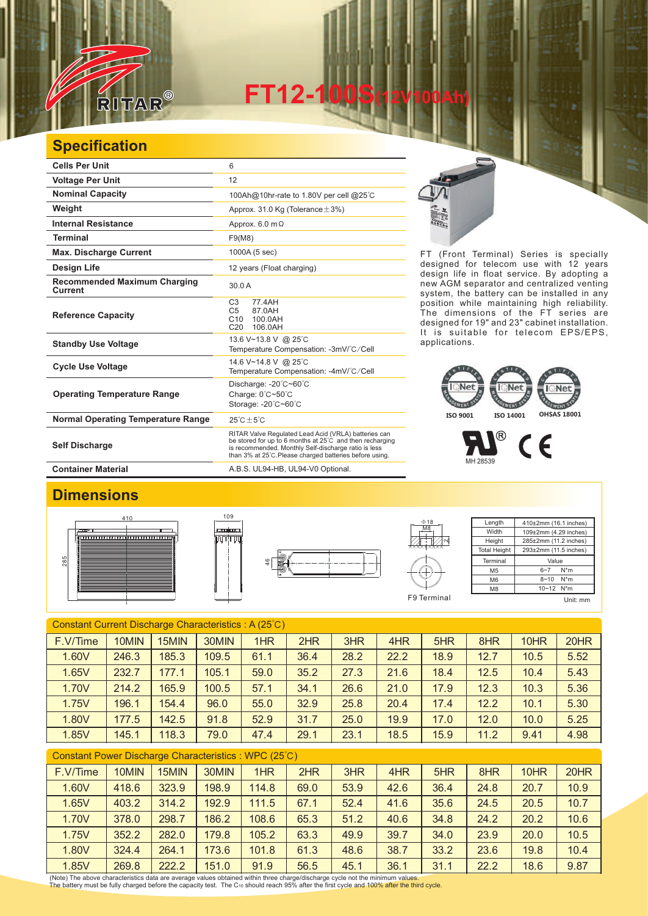RITAR®

# FT12-100S(12V100Ah)

## Specification

| | |
|---|---|
| **Cells Per Unit** | 6 |
| **Voltage Per Unit** | 12 |
| **Nominal Capacity** | 100Ah@10hr-rate to 1.80V per cell @25℃ |
| **Weight** | Approx. 31.0 Kg (Tolerance±3%) |
| **Internal Resistance** | Approx. 6.0 mΩ |
| **Terminal** | F9(M8) |
| **Max. Discharge Current** | 1000A (5 sec) |
| **Design Life** | 12 years (Float charging) |
| **Recommended Maximum Charging Current** | 30.0 A |
| **Reference Capacity** | C3 77.4AH<br>C5 87.0AH<br>C10 100.0AH<br>C20 106.0AH |
| **Standby Use Voltage** | 13.6 V~13.8 V @ 25℃<br>Temperature Compensation: -3mV/℃/Cell |
| **Cycle Use Voltage** | 14.6 V~14.8 V @ 25℃<br>Temperature Compensation: -4mV/℃/Cell |
| **Operating Temperature Range** | Discharge: -20℃~60℃<br>Charge: 0℃~50℃<br>Storage: -20℃~60℃ |
| **Normal Operating Temperature Range** | 25℃±5℃ |
| **Self Discharge** | RITAR Valve Regulated Lead Acid (VRLA) batteries can be stored for up to 6 months at 25℃ and then recharging is recommended. Monthly Self-discharge ratio is less than 3% at 25℃.Please charged batteries before using. |
| **Container Material** | A.B.S. UL94-HB, UL94-V0 Optional. |

FT (Front Terminal) Series is specially designed for telecom use with 12 years design life in float service. By adopting a new AGM separator and centralized venting system, the battery can be installed in any position while maintaining high reliability. The dimensions of the FT series are designed for 19" and 23" cabinet installation. It is suitable for telecom EPS/EPS, applications.

ISO 9001 ISO 14001 OHSAS 18001

MH 28539

## Dimensions

410 285 109 46 Φ18 M8 F9 Terminal

| Length | 410±2mm (16.1 inches) |
|---|---|
| Width | 109±2mm (4.29 inches) |
| Height | 285±2mm (11.2 inches) |
| Total Height | 293±2mm (11.5 inches) |
| Terminal | Value |
| M5 | 6~7 N*m |
| M6 | 8~10 N*m |
| M8 | 10~12 N*m |

Unit: mm

Constant Current Discharge Characteristics : A (25℃)

| F.V/Time | 10MIN | 15MIN | 30MIN | 1HR | 2HR | 3HR | 4HR | 5HR | 8HR | 10HR | 20HR |
|---|---|---|---|---|---|---|---|---|---|---|---|
| 1.60V | 246.3 | 185.3 | 109.5 | 61.1 | 36.4 | 28.2 | 22.2 | 18.9 | 12.7 | 10.5 | 5.52 |
| 1.65V | 232.7 | 177.1 | 105.1 | 59.0 | 35.2 | 27.3 | 21.6 | 18.4 | 12.5 | 10.4 | 5.43 |
| 1.70V | 214.2 | 165.9 | 100.5 | 57.1 | 34.1 | 26.6 | 21.0 | 17.9 | 12.3 | 10.3 | 5.36 |
| 1.75V | 196.1 | 154.4 | 96.0 | 55.0 | 32.9 | 25.8 | 20.4 | 17.4 | 12.2 | 10.1 | 5.30 |
| 1.80V | 177.5 | 142.5 | 91.8 | 52.9 | 31.7 | 25.0 | 19.9 | 17.0 | 12.0 | 10.0 | 5.25 |
| 1.85V | 145.1 | 118.3 | 79.0 | 47.4 | 29.1 | 23.1 | 18.5 | 15.9 | 11.2 | 9.41 | 4.98 |

Constant Power Discharge Characteristics : WPC (25℃)

| F.V/Time | 10MIN | 15MIN | 30MIN | 1HR | 2HR | 3HR | 4HR | 5HR | 8HR | 10HR | 20HR |
|---|---|---|---|---|---|---|---|---|---|---|---|
| 1.60V | 418.6 | 323.9 | 198.9 | 114.8 | 69.0 | 53.9 | 42.6 | 36.4 | 24.8 | 20.7 | 10.9 |
| 1.65V | 403.2 | 314.2 | 192.9 | 111.5 | 67.1 | 52.4 | 41.6 | 35.6 | 24.5 | 20.5 | 10.7 |
| 1.70V | 378.0 | 298.7 | 186.2 | 108.6 | 65.3 | 51.2 | 40.6 | 34.8 | 24.2 | 20.2 | 10.6 |
| 1.75V | 352.2 | 282.0 | 179.8 | 105.2 | 63.3 | 49.9 | 39.7 | 34.0 | 23.9 | 20.0 | 10.5 |
| 1.80V | 324.4 | 264.1 | 173.6 | 101.8 | 61.3 | 48.6 | 38.7 | 33.2 | 23.6 | 19.8 | 10.4 |
| 1.85V | 269.8 | 222.2 | 151.0 | 91.9 | 56.5 | 45.1 | 36.1 | 31.1 | 22.2 | 18.6 | 9.87 |

(Note) The above characteristics data are average values obtained within three charge/discharge cycle not the minimum values.
The battery must be fully charged before the capacity test. The $C_{10}$ should reach 95% after the first cycle and 100% after the third cycle.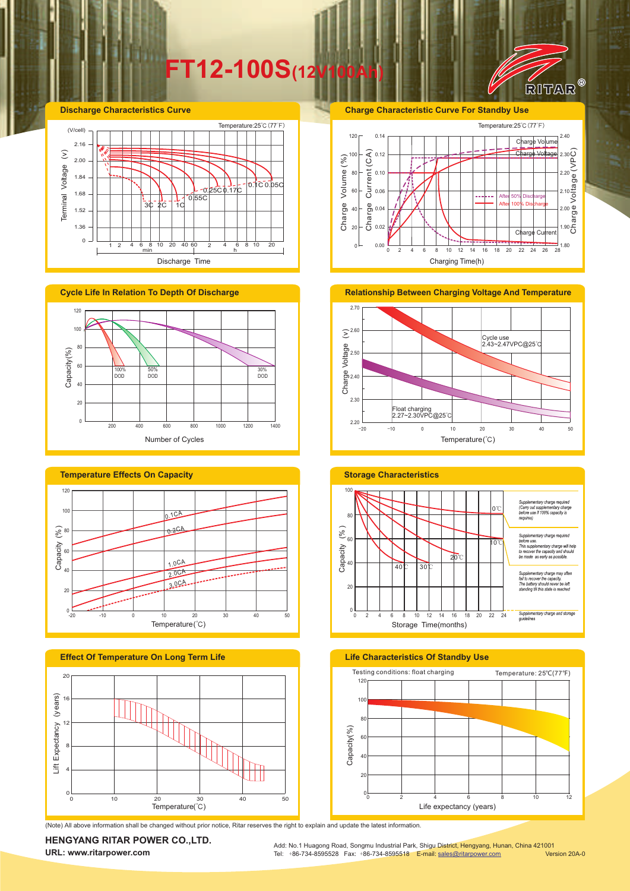# FT12-100S(12V100Ah)

RITAR®

## Discharge Characteristics Curve

Temperature:25°C (77°F)

(V/cell)

Terminal Voltage (v)

2.16
2.00
1.84
1.68
1.52
1.36
0

3C 2C 1C 0.55C 0.25C 0.17C 0.1C 0.05C

1 2 4 6 8 10 20 40 60 2 4 6 8 10 20

min h

Discharge Time

## Charge Characteristic Curve For Standby Use

Temperature:25°C (77°F)

Charge Volume (%)

Charge Current (CA)

Charge Voltage (VPC)

Charge Volume

Charge Voltage

After 50% Discharge

After 100% Discharge

Charge Current

120 100 80 60 40 20 0

0.14 0.12 0.10 0.06 0.04 0.02 0.00

2.40 2.30 2.20 2.10 2.00 1.90 1.80

0 2 4 6 8 10 12 14 16 18 20 22 24 26 28

Charging Time(h)

## Cycle Life In Relation To Depth Of Discharge

Capacity(%)

120 100 80 60 40 20 0

100% DOD

50% DOD

30% DOD

200 400 600 800 1000 1200 1400

Number of Cycles

## Relationship Between Charging Voltage And Temperature

Charge Voltage (v)

2.70 2.60 2.50 2.40 2.30 2.20

Cycle use
2.43~2.47VPC@25°C

Float charging
2.27~2.30VPC@25°C

−20 −10 0 10 20 30 40 50

Temperature(°C)

## Temperature Effects On Capacity

Capacity (%)

120 100 80 60 40 20 0

0.1CA

0.2CA

1.0CA

2.0CA

3.0CA

-20 -10 0 10 20 30 40 50

Temperature(°C)

## Storage Characteristics

Capacity (%)

100 80 60 40 20 0

0°C

10°C

20°C

40°C

30°C

0 2 4 6 8 10 12 14 16 18 20 22 24

Storage Time(months)

Supplementary charge required (Carry out supplementary charge before use if 100% capacity is requires)

Supplementary charge required before use. This supplementary charge will help to recover the capacity and should be made as early as possible.

Supplementary charge may often fail to recover the capacity. The battery should never be left standing till this state is reached

Supplementary charge and storage guidelines

## Effect Of Temperature On Long Term Life

Lift Expectancy (years)

20 16 12 8 4 0

0 10 20 30 40 50

Temperature(°C)

## Life Characteristics Of Standby Use

Testing conditions: float charging

Temperature: 25°C(77°F)

Capacity(%)

120 100 80 60 40 20 0

0 2 4 6 8 10 12

Life expectancy (years)

(Note) All above information shall be changed without prior notice, Ritar reserves the right to explain and update the latest information.

**HENGYANG RITAR POWER CO.,LTD.**

**URL: www.ritarpower.com**

Add: No.1 Huagong Road, Songmu Industrial Park, Shigu District, Hengyang, Hunan, China 421001

Tel: +86-734-8595528 Fax: +86-734-8595518 E-mail: sales@ritarpower.com

Version 20A-0